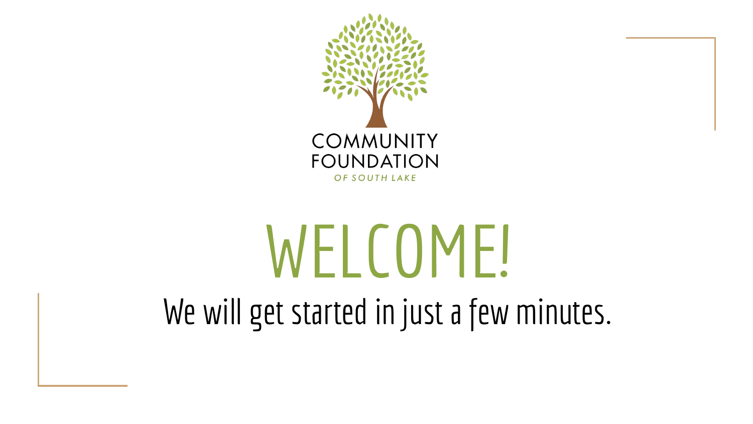COMMUNITY FOUNDATION

OF SOUTH LAKE

# WELCOME!

We will get started in just a few minutes.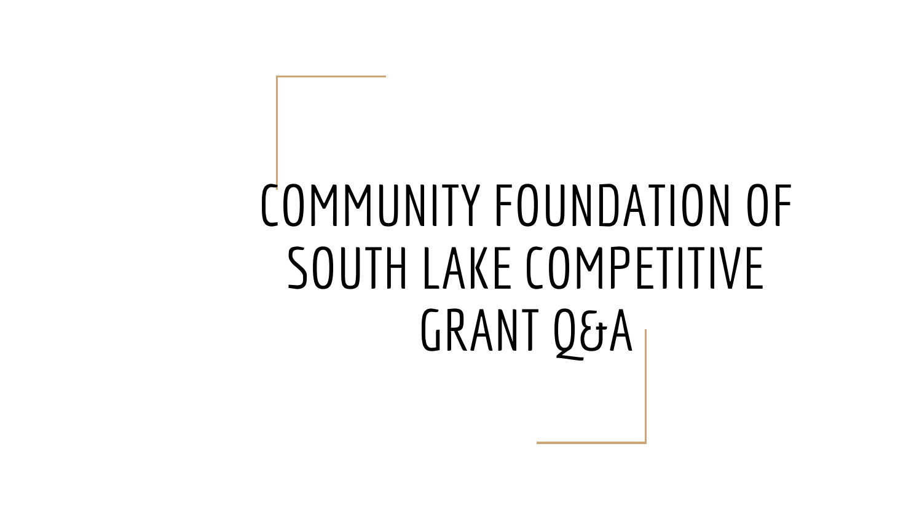# COMMUNITY FOUNDATION OF SOUTH LAKE COMPETITIVE GRANT Q&A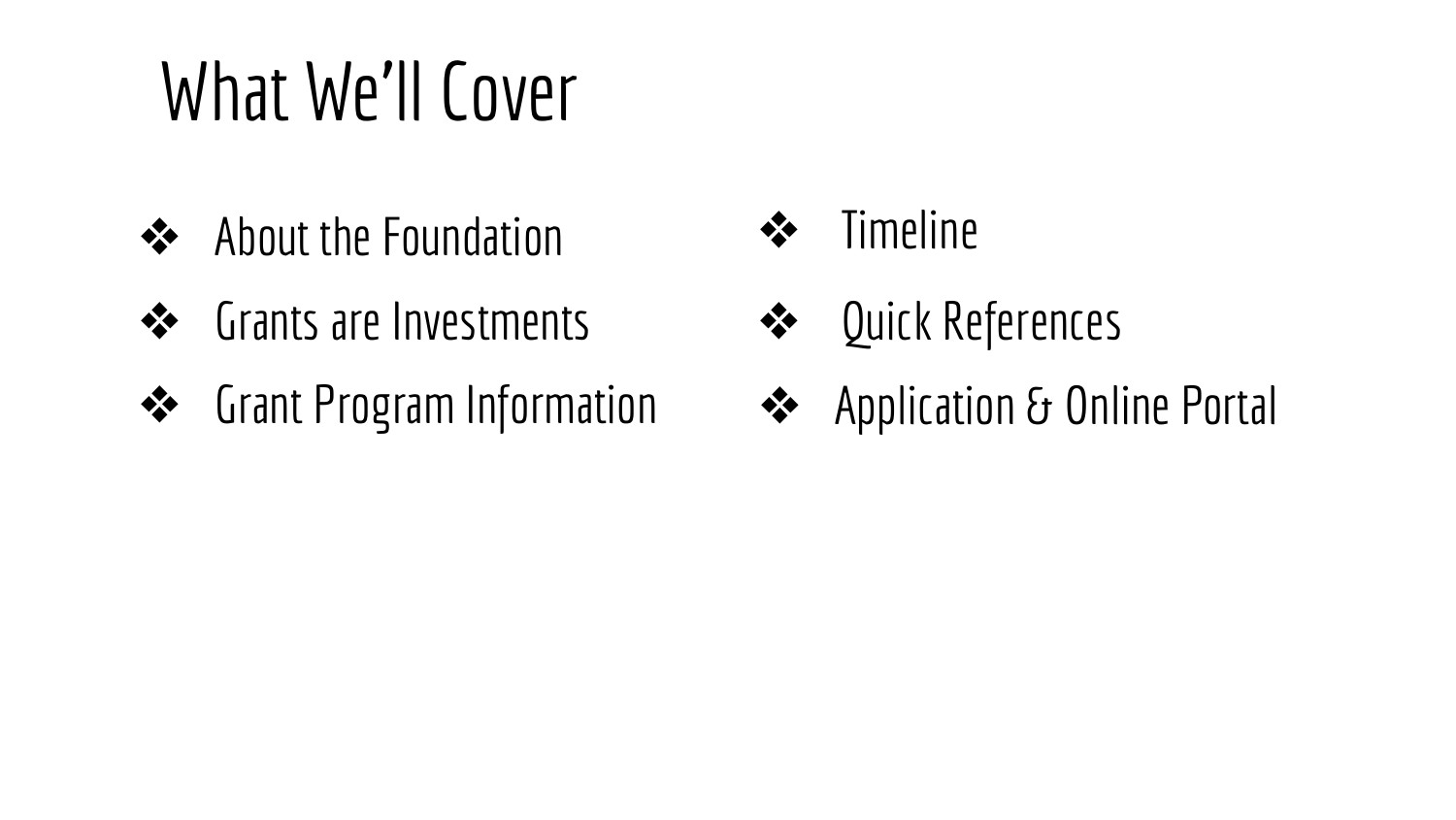# What We'll Cover

- About the Foundation
- Grants are Investments
- Grant Program Information
- Timeline
- Quick References
- Application & Online Portal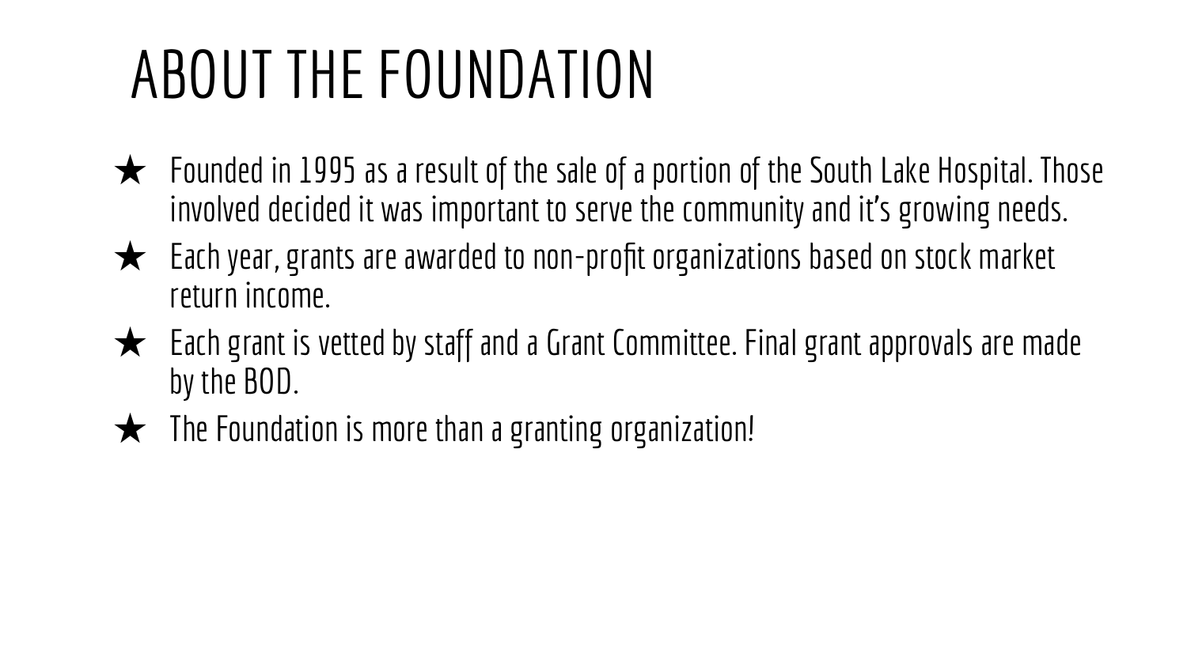# ABOUT THE FOUNDATION

- Founded in 1995 as a result of the sale of a portion of the South Lake Hospital. Those involved decided it was important to serve the community and it's growing needs.
- Each year, grants are awarded to non-profit organizations based on stock market return income.
- Each grant is vetted by staff and a Grant Committee. Final grant approvals are made by the BOD.
- The Foundation is more than a granting organization!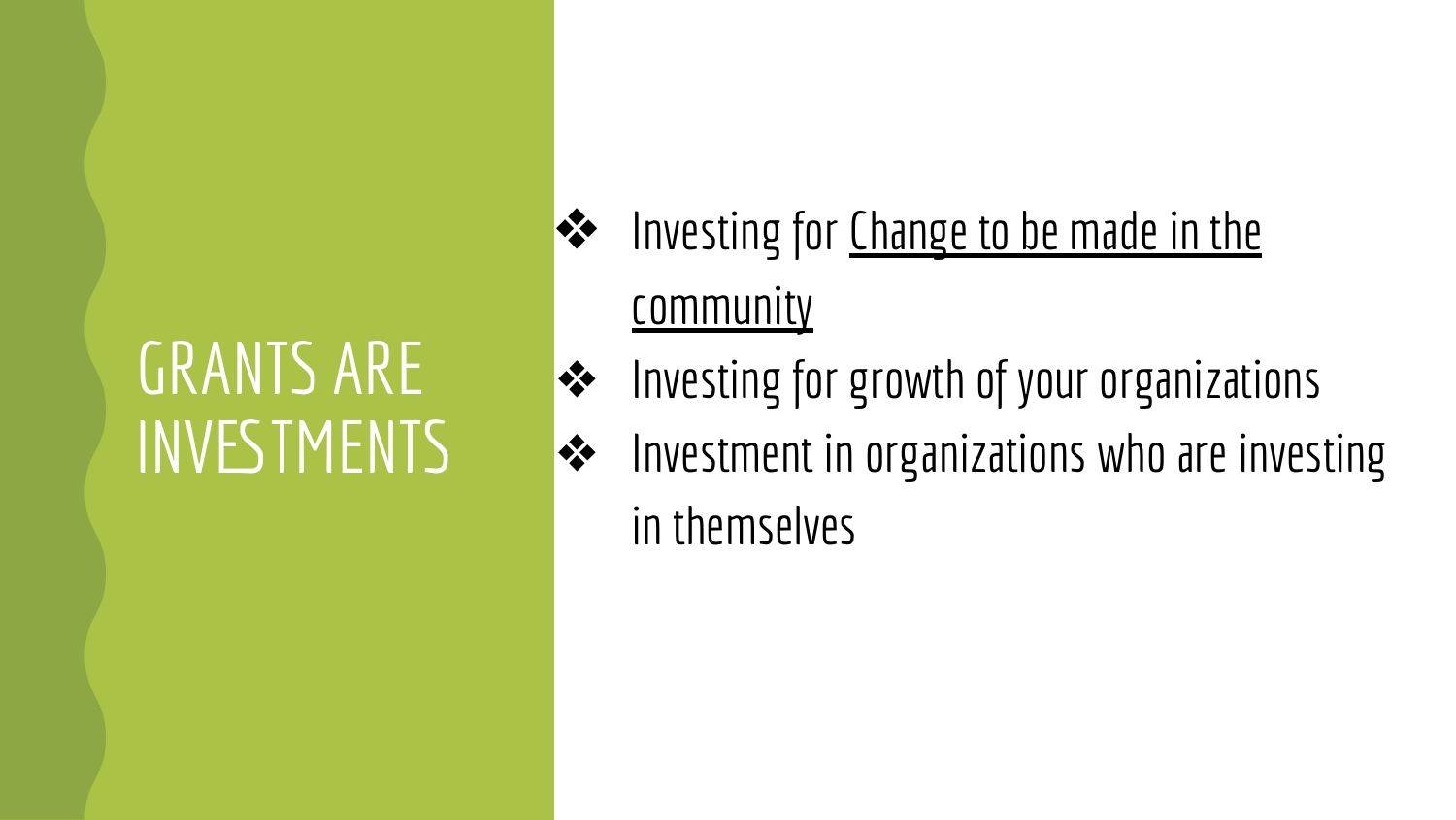# GRANTS ARE INVESTMENTS

- Investing for <u>Change to be made in the community</u>
- Investing for growth of your organizations
- Investment in organizations who are investing in themselves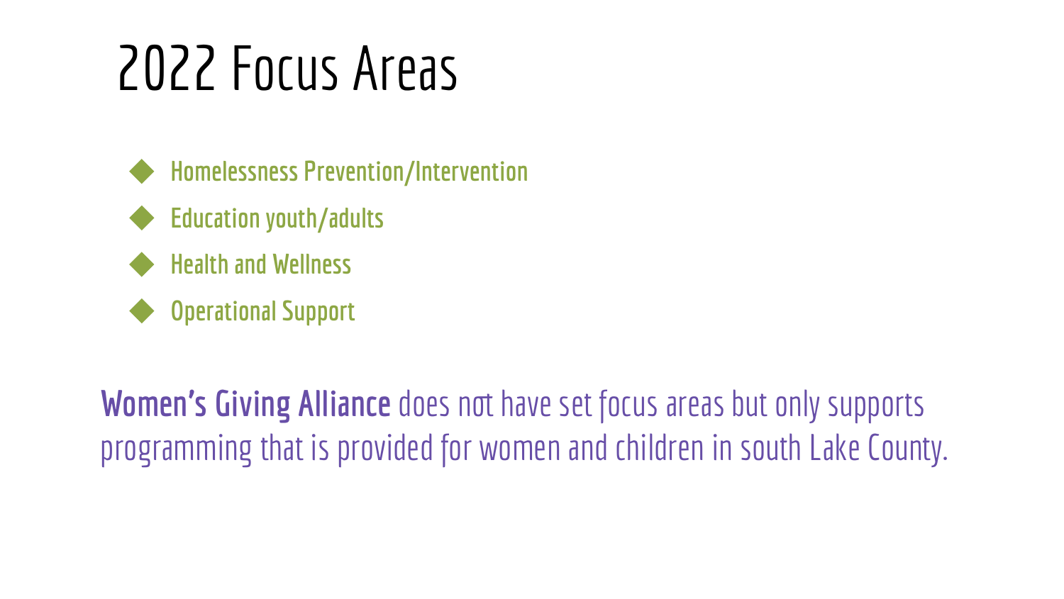# 2022 Focus Areas

- Homelessness Prevention/Intervention
- Education youth/adults
- Health and Wellness
- Operational Support

**Women's Giving Alliance** does not have set focus areas but only supports programming that is provided for women and children in south Lake County.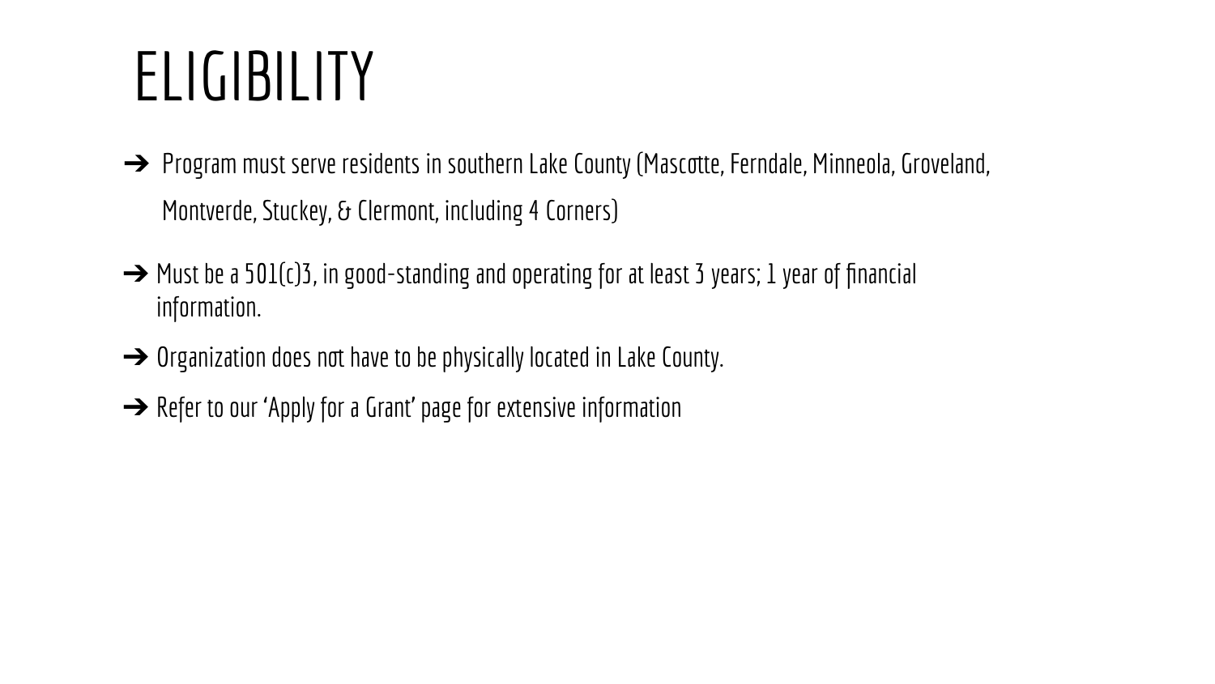# ELIGIBILITY

- Program must serve residents in southern Lake County (Mascotte, Ferndale, Minneola, Groveland, Montverde, Stuckey, & Clermont, including 4 Corners)
- Must be a 501(c)3, in good-standing and operating for at least 3 years; 1 year of financial information.
- Organization does not have to be physically located in Lake County.
- Refer to our 'Apply for a Grant' page for extensive information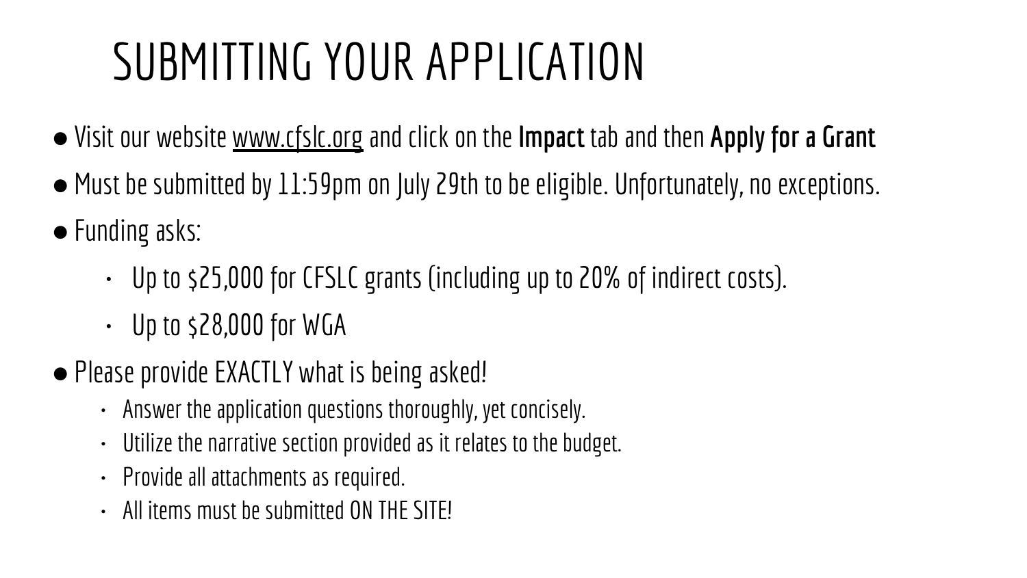# SUBMITTING YOUR APPLICATION

- Visit our website www.cfslc.org and click on the **Impact** tab and then **Apply for a Grant**
- Must be submitted by 11:59pm on July 29th to be eligible. Unfortunately, no exceptions.
- Funding asks:
  - Up to $25,000 for CFSLC grants (including up to 20% of indirect costs).
  - Up to $28,000 for WGA
- Please provide EXACTLY what is being asked!
  - Answer the application questions thoroughly, yet concisely.
  - Utilize the narrative section provided as it relates to the budget.
  - Provide all attachments as required.
  - All items must be submitted ON THE SITE!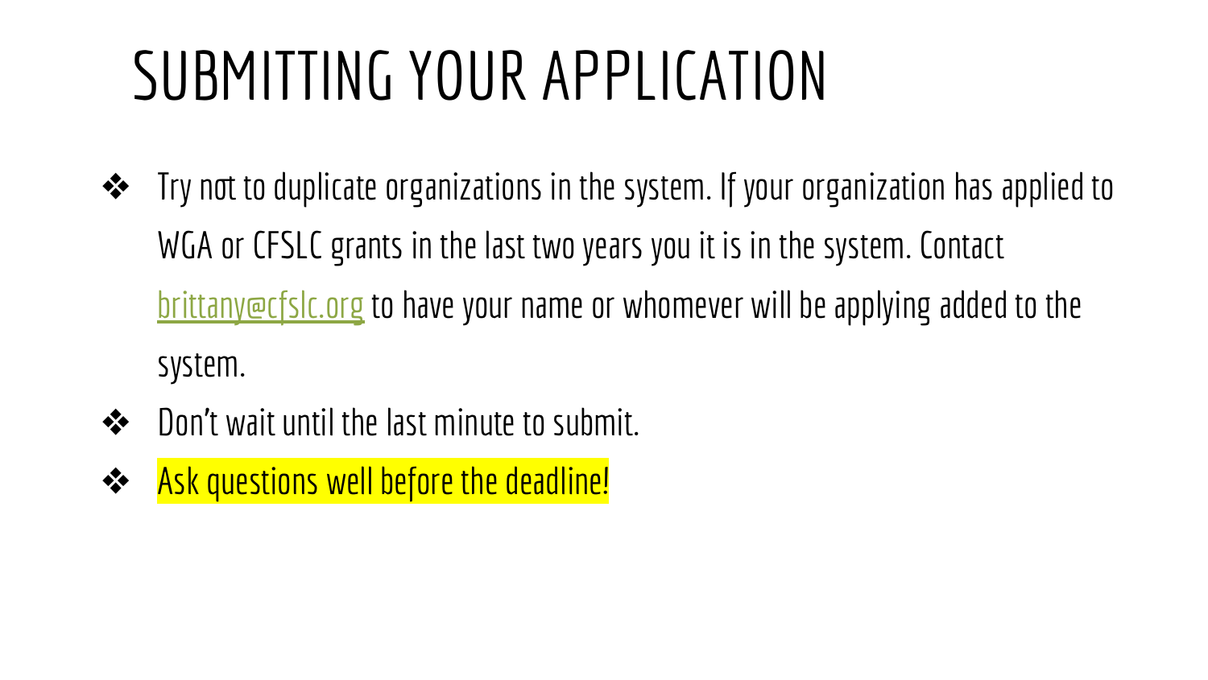# SUBMITTING YOUR APPLICATION

- Try not to duplicate organizations in the system. If your organization has applied to WGA or CFSLC grants in the last two years you it is in the system. Contact brittany@cfslc.org to have your name or whomever will be applying added to the system.
- Don't wait until the last minute to submit.
- Ask questions well before the deadline!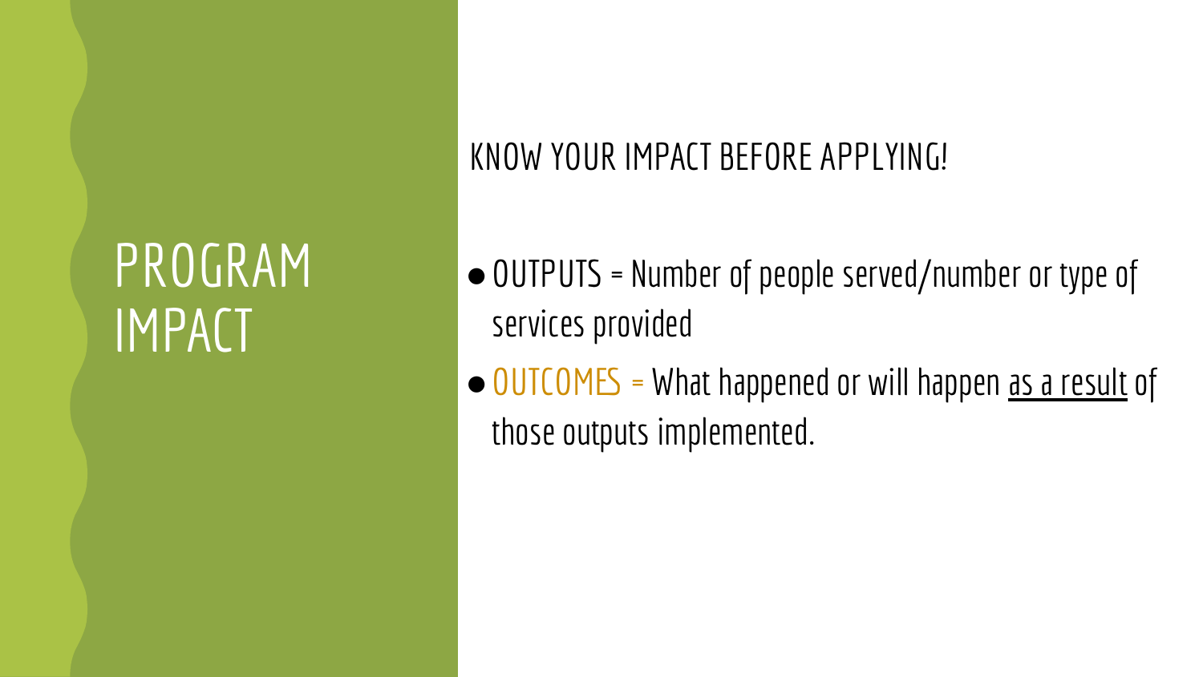# PROGRAM IMPACT

KNOW YOUR IMPACT BEFORE APPLYING!

- OUTPUTS = Number of people served/number or type of services provided
- OUTCOMES = What happened or will happen as a result of those outputs implemented.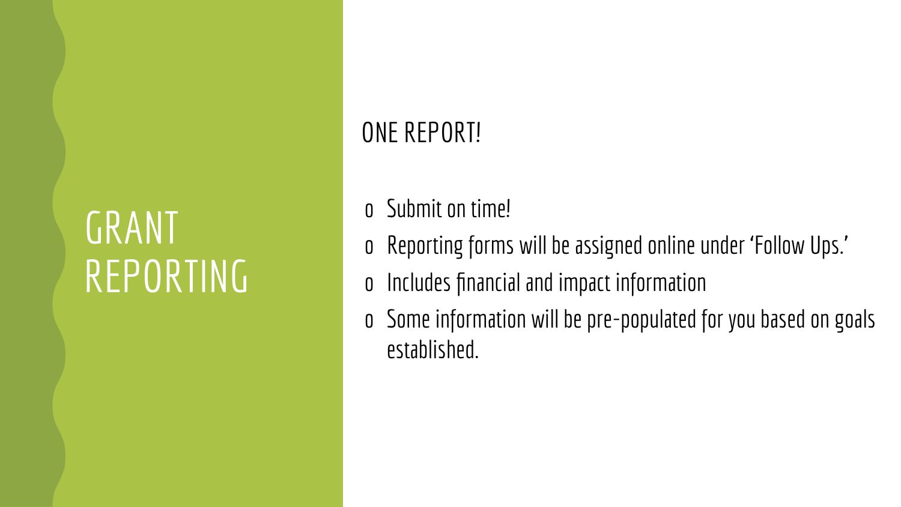# GRANT REPORTING

## ONE REPORT!

- Submit on time!
- Reporting forms will be assigned online under 'Follow Ups.'
- Includes financial and impact information
- Some information will be pre-populated for you based on goals established.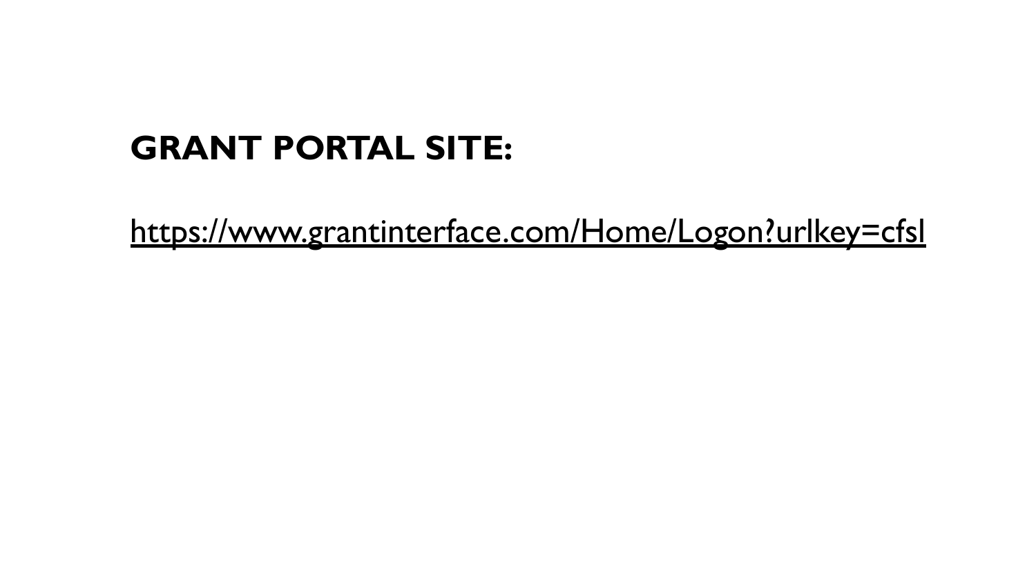**GRANT PORTAL SITE:**

https://www.grantinterface.com/Home/Logon?urlkey=cfsl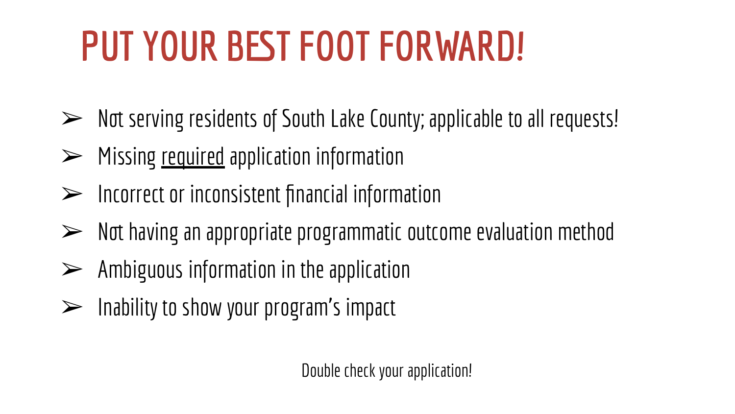# PUT YOUR BEST FOOT FORWARD!

- Not serving residents of South Lake County; applicable to all requests!
- Missing <u>required</u> application information
- Incorrect or inconsistent financial information
- Not having an appropriate programmatic outcome evaluation method
- Ambiguous information in the application
- Inability to show your program's impact

Double check your application!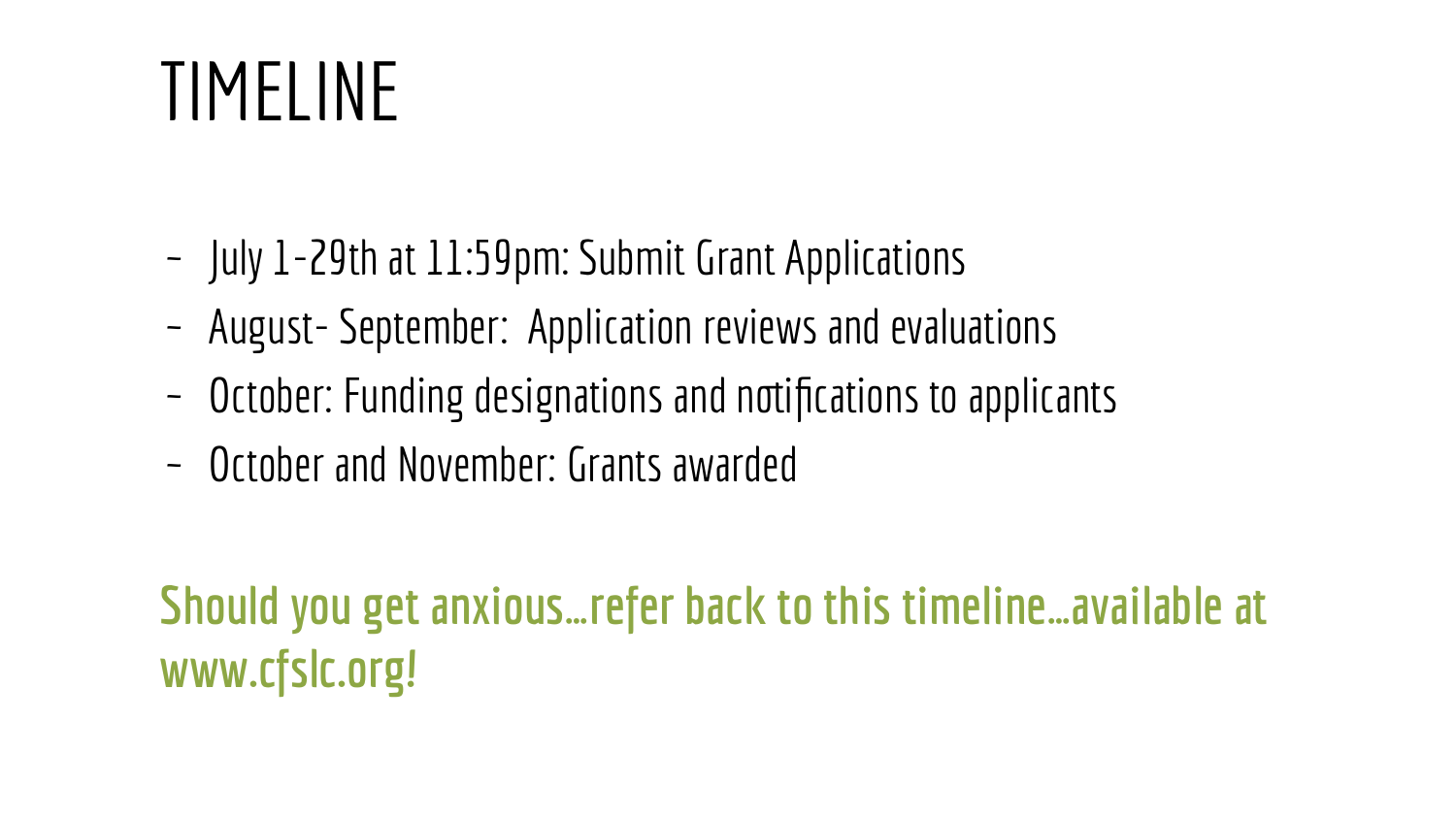# TIMELINE

- July 1-29th at 11:59pm: Submit Grant Applications
- August- September:  Application reviews and evaluations
- October: Funding designations and notifications to applicants
- October and November: Grants awarded

**Should you get anxious…refer back to this timeline…available at www.cfslc.org!**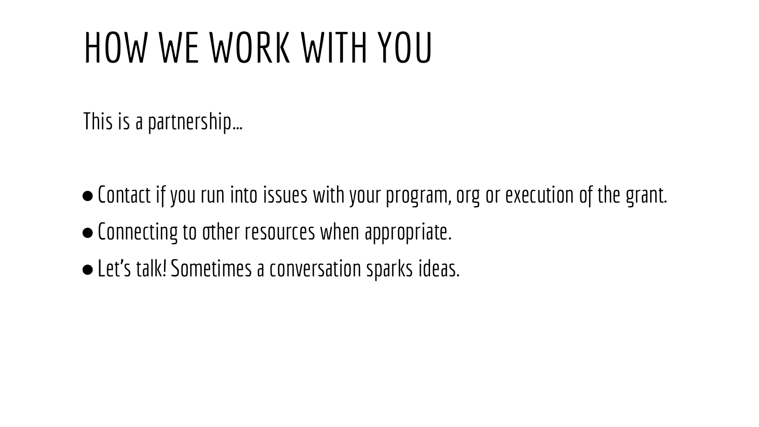# HOW WE WORK WITH YOU

This is a partnership…

- Contact if you run into issues with your program, org or execution of the grant.
- Connecting to other resources when appropriate.
- Let's talk! Sometimes a conversation sparks ideas.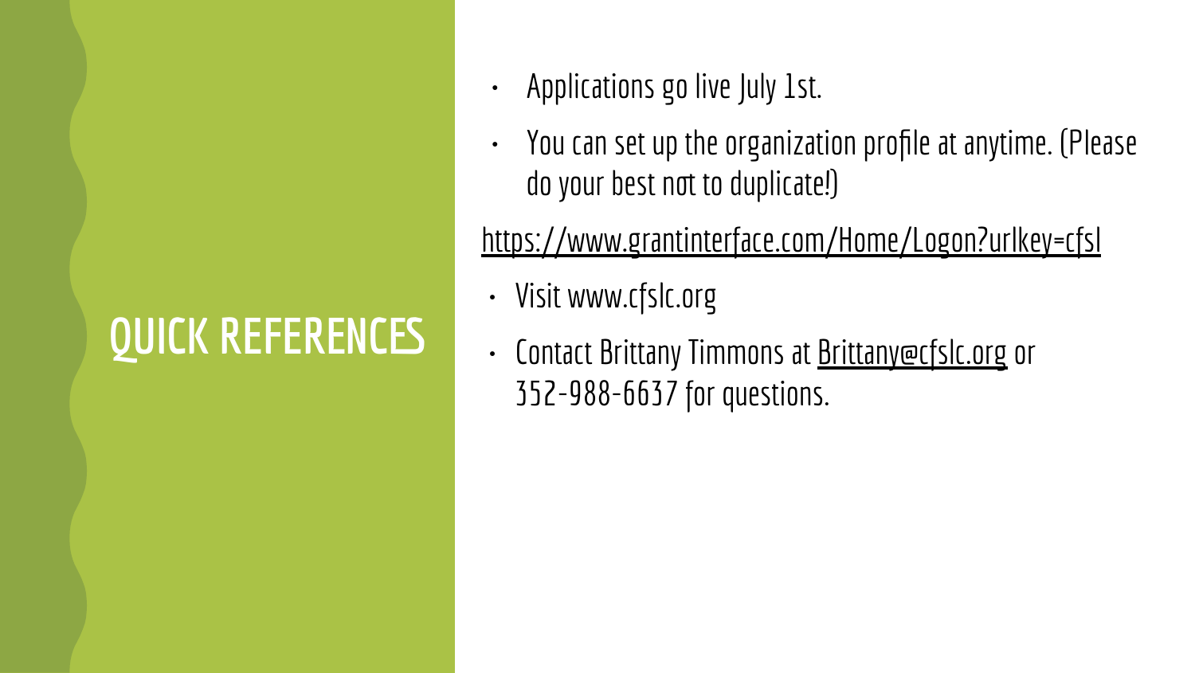# QUICK REFERENCES

- Applications go live July 1st.
- You can set up the organization profile at anytime. (Please do your best not to duplicate!)

https://www.grantinterface.com/Home/Logon?urlkey=cfsl

- Visit www.cfslc.org
- Contact Brittany Timmons at Brittany@cfslc.org or 352-988-6637 for questions.